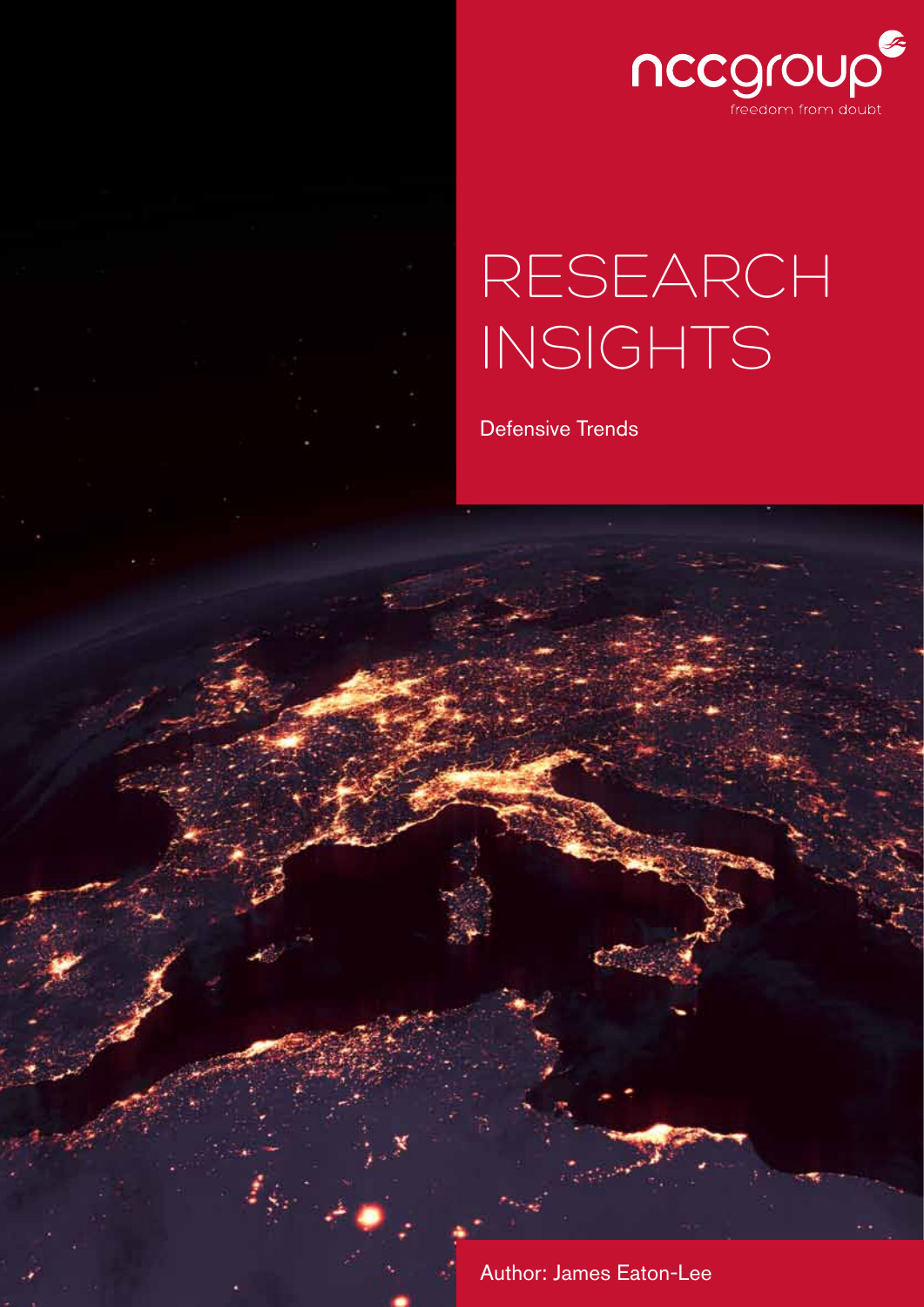nccgroup

freedom from doubt

# RESEARCH INSIGHTS

Defensive Trends

Author: James Eaton-Lee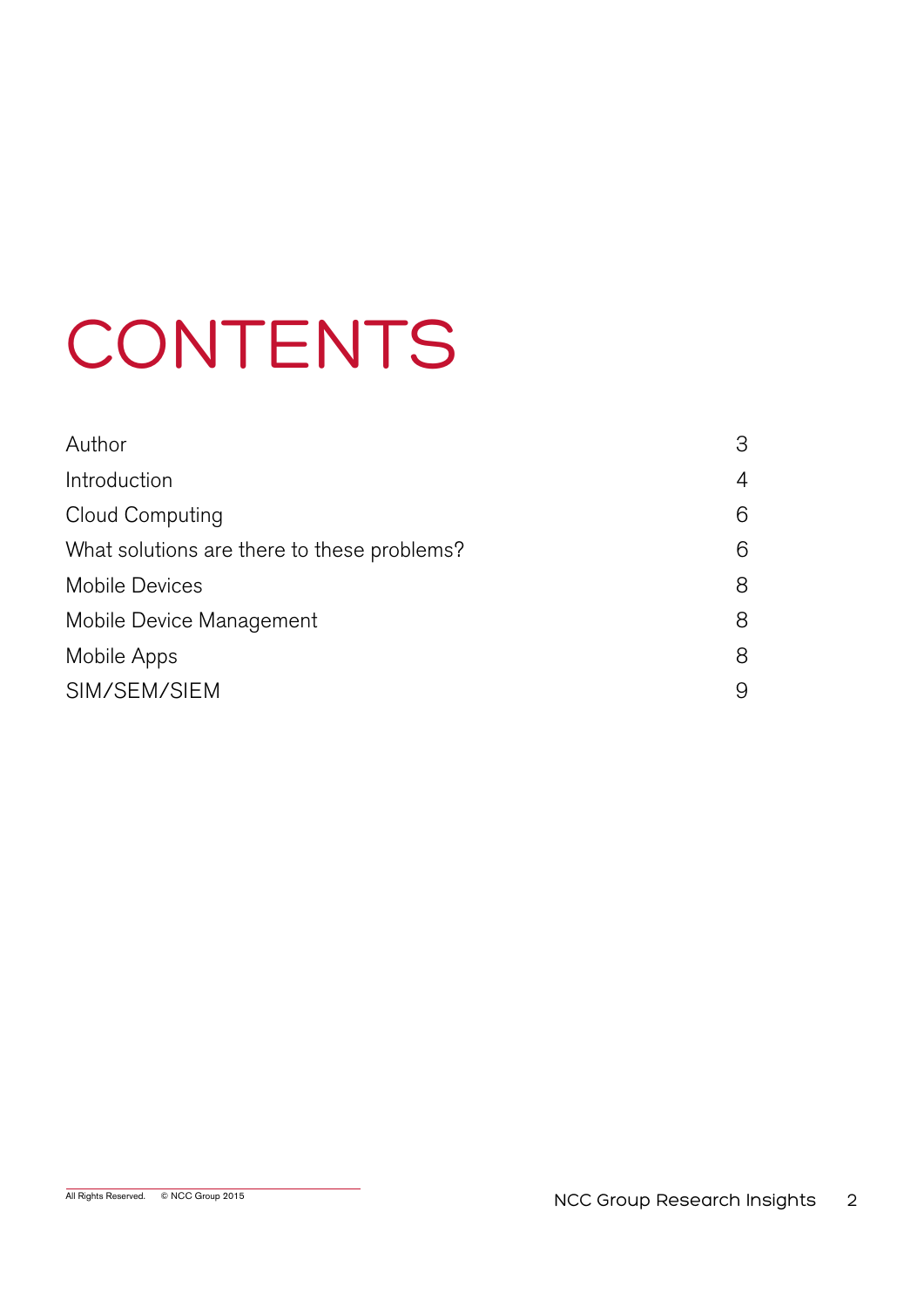# CONTENTS

| | |
|---|---|
| Author | 3 |
| Introduction | 4 |
| Cloud Computing | 6 |
| What solutions are there to these problems? | 6 |
| Mobile Devices | 8 |
| Mobile Device Management | 8 |
| Mobile Apps | 8 |
| SIM/SEM/SIEM | 9 |

All Rights Reserved. © NCC Group 2015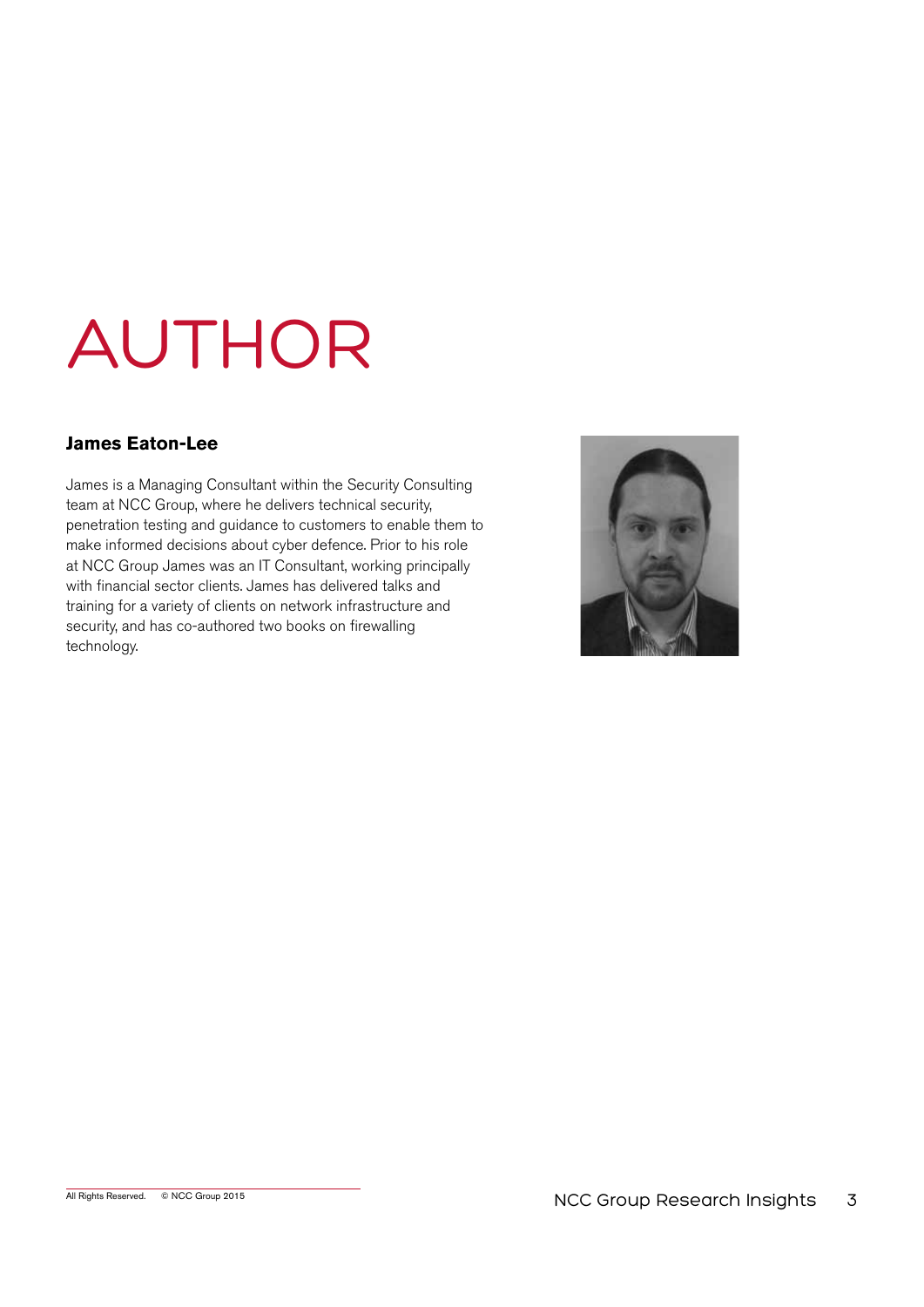# AUTHOR

**James Eaton-Lee**

James is a Managing Consultant within the Security Consulting team at NCC Group, where he delivers technical security, penetration testing and guidance to customers to enable them to make informed decisions about cyber defence. Prior to his role at NCC Group James was an IT Consultant, working principally with financial sector clients. James has delivered talks and training for a variety of clients on network infrastructure and security, and has co-authored two books on firewalling technology.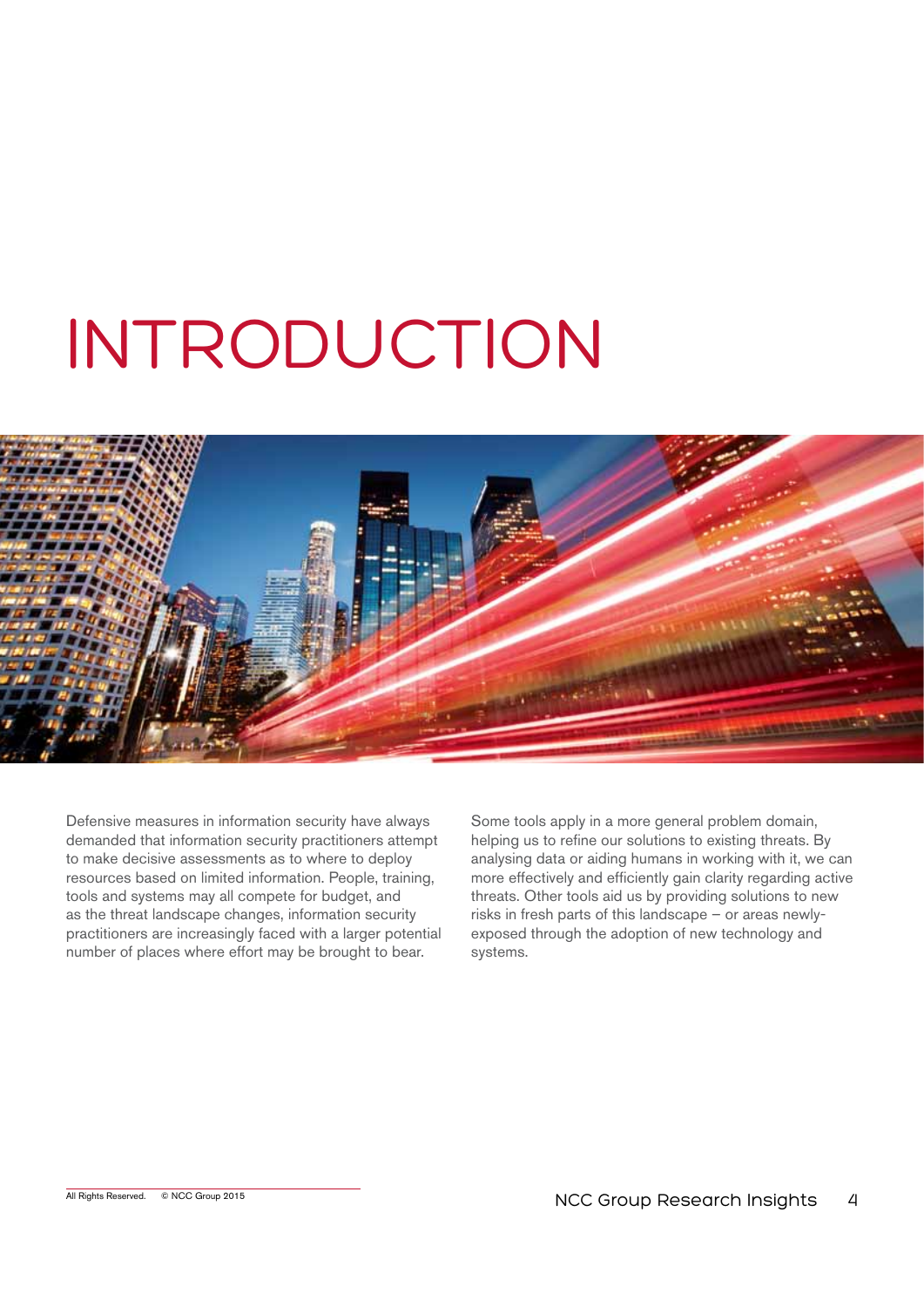# INTRODUCTION

Defensive measures in information security have always demanded that information security practitioners attempt to make decisive assessments as to where to deploy resources based on limited information. People, training, tools and systems may all compete for budget, and as the threat landscape changes, information security practitioners are increasingly faced with a larger potential number of places where effort may be brought to bear.

Some tools apply in a more general problem domain, helping us to refine our solutions to existing threats. By analysing data or aiding humans in working with it, we can more effectively and efficiently gain clarity regarding active threats. Other tools aid us by providing solutions to new risks in fresh parts of this landscape – or areas newly-exposed through the adoption of new technology and systems.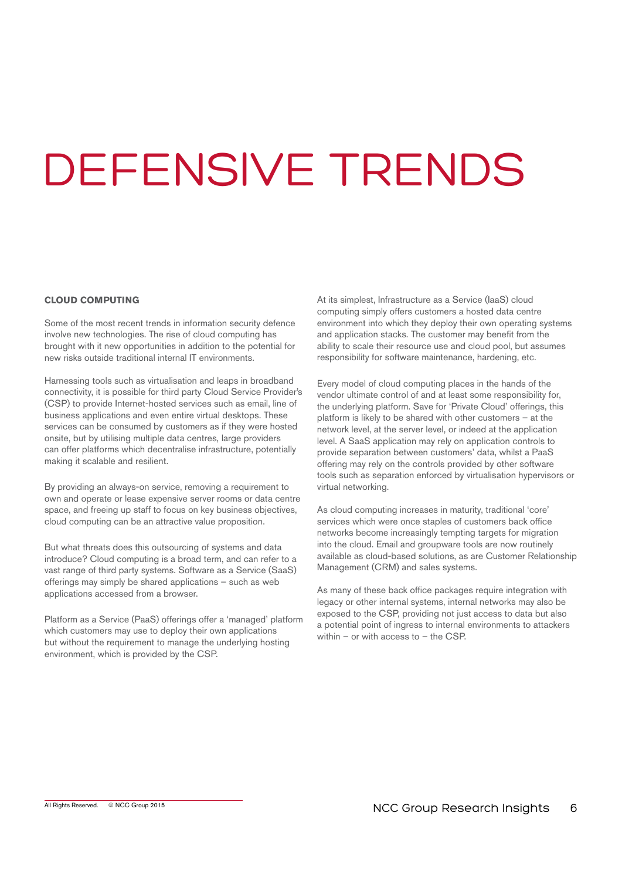# DEFENSIVE TRENDS

## CLOUD COMPUTING

Some of the most recent trends in information security defence involve new technologies. The rise of cloud computing has brought with it new opportunities in addition to the potential for new risks outside traditional internal IT environments.

Harnessing tools such as virtualisation and leaps in broadband connectivity, it is possible for third party Cloud Service Provider's (CSP) to provide Internet-hosted services such as email, line of business applications and even entire virtual desktops. These services can be consumed by customers as if they were hosted onsite, but by utilising multiple data centres, large providers can offer platforms which decentralise infrastructure, potentially making it scalable and resilient.

By providing an always-on service, removing a requirement to own and operate or lease expensive server rooms or data centre space, and freeing up staff to focus on key business objectives, cloud computing can be an attractive value proposition.

But what threats does this outsourcing of systems and data introduce? Cloud computing is a broad term, and can refer to a vast range of third party systems. Software as a Service (SaaS) offerings may simply be shared applications – such as web applications accessed from a browser.

Platform as a Service (PaaS) offerings offer a 'managed' platform which customers may use to deploy their own applications but without the requirement to manage the underlying hosting environment, which is provided by the CSP.

At its simplest, Infrastructure as a Service (IaaS) cloud computing simply offers customers a hosted data centre environment into which they deploy their own operating systems and application stacks. The customer may benefit from the ability to scale their resource use and cloud pool, but assumes responsibility for software maintenance, hardening, etc.

Every model of cloud computing places in the hands of the vendor ultimate control of and at least some responsibility for, the underlying platform. Save for 'Private Cloud' offerings, this platform is likely to be shared with other customers – at the network level, at the server level, or indeed at the application level. A SaaS application may rely on application controls to provide separation between customers' data, whilst a PaaS offering may rely on the controls provided by other software tools such as separation enforced by virtualisation hypervisors or virtual networking.

As cloud computing increases in maturity, traditional 'core' services which were once staples of customers back office networks become increasingly tempting targets for migration into the cloud. Email and groupware tools are now routinely available as cloud-based solutions, as are Customer Relationship Management (CRM) and sales systems.

As many of these back office packages require integration with legacy or other internal systems, internal networks may also be exposed to the CSP, providing not just access to data but also a potential point of ingress to internal environments to attackers within – or with access to – the CSP.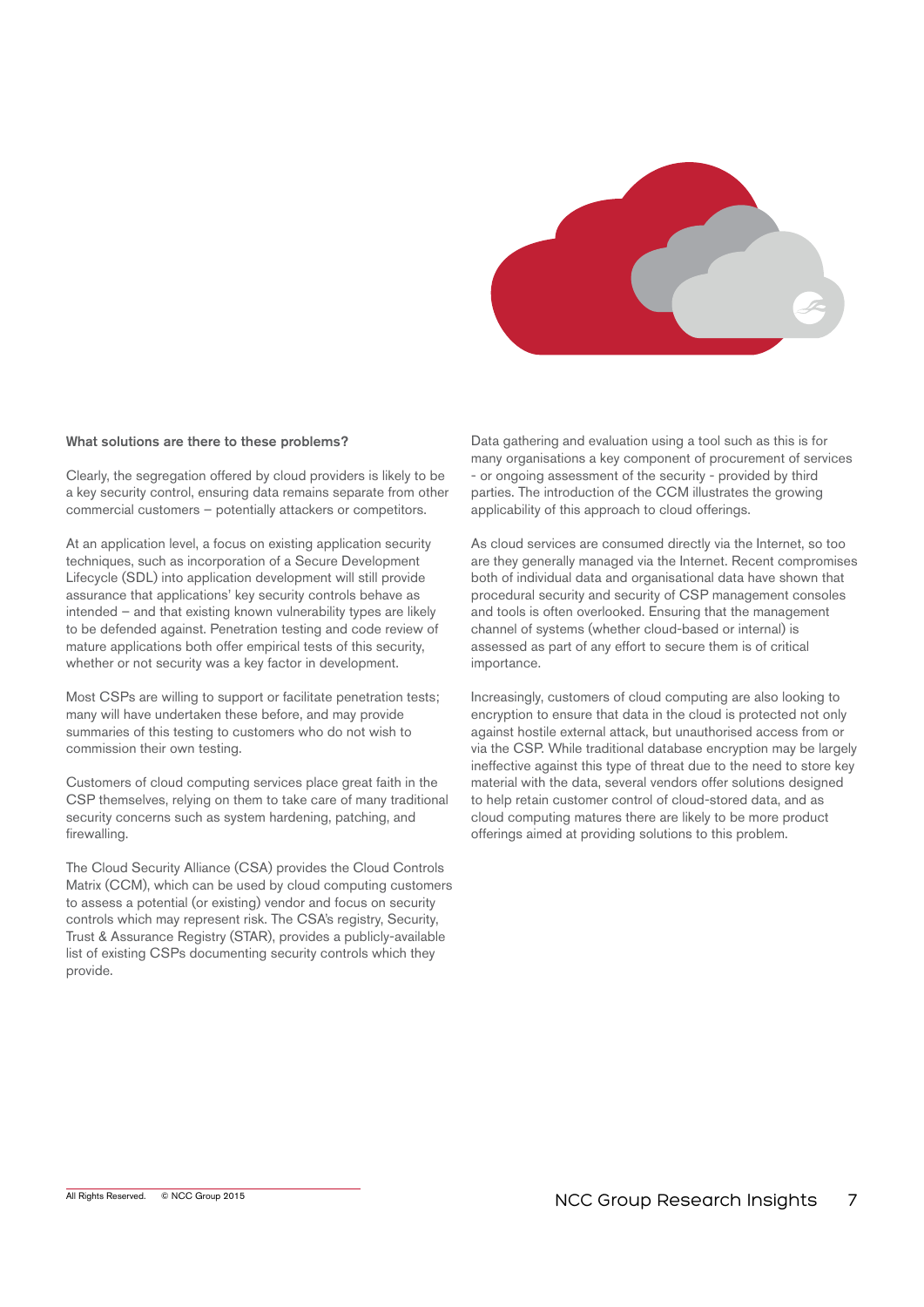### What solutions are there to these problems?

Clearly, the segregation offered by cloud providers is likely to be a key security control, ensuring data remains separate from other commercial customers – potentially attackers or competitors.

At an application level, a focus on existing application security techniques, such as incorporation of a Secure Development Lifecycle (SDL) into application development will still provide assurance that applications' key security controls behave as intended – and that existing known vulnerability types are likely to be defended against. Penetration testing and code review of mature applications both offer empirical tests of this security, whether or not security was a key factor in development.

Most CSPs are willing to support or facilitate penetration tests; many will have undertaken these before, and may provide summaries of this testing to customers who do not wish to commission their own testing.

Customers of cloud computing services place great faith in the CSP themselves, relying on them to take care of many traditional security concerns such as system hardening, patching, and firewalling.

The Cloud Security Alliance (CSA) provides the Cloud Controls Matrix (CCM), which can be used by cloud computing customers to assess a potential (or existing) vendor and focus on security controls which may represent risk. The CSA's registry, Security, Trust & Assurance Registry (STAR), provides a publicly-available list of existing CSPs documenting security controls which they provide.

Data gathering and evaluation using a tool such as this is for many organisations a key component of procurement of services - or ongoing assessment of the security - provided by third parties. The introduction of the CCM illustrates the growing applicability of this approach to cloud offerings.

As cloud services are consumed directly via the Internet, so too are they generally managed via the Internet. Recent compromises both of individual data and organisational data have shown that procedural security and security of CSP management consoles and tools is often overlooked. Ensuring that the management channel of systems (whether cloud-based or internal) is assessed as part of any effort to secure them is of critical importance.

Increasingly, customers of cloud computing are also looking to encryption to ensure that data in the cloud is protected not only against hostile external attack, but unauthorised access from or via the CSP. While traditional database encryption may be largely ineffective against this type of threat due to the need to store key material with the data, several vendors offer solutions designed to help retain customer control of cloud-stored data, and as cloud computing matures there are likely to be more product offerings aimed at providing solutions to this problem.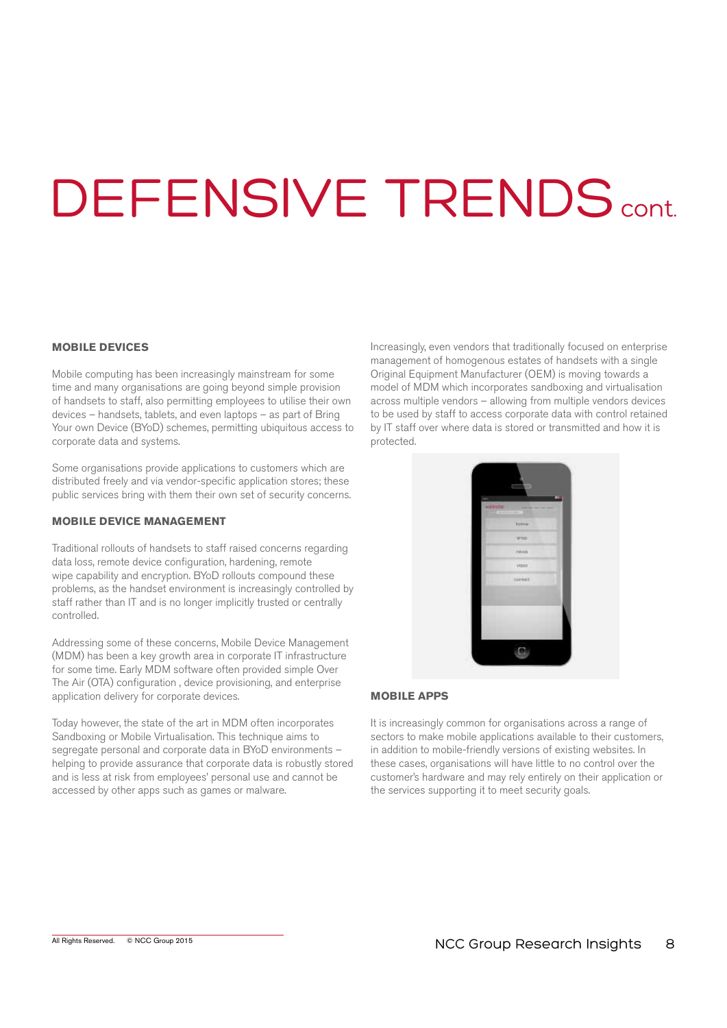# DEFENSIVE TRENDS cont.

### MOBILE DEVICES

Mobile computing has been increasingly mainstream for some time and many organisations are going beyond simple provision of handsets to staff, also permitting employees to utilise their own devices – handsets, tablets, and even laptops – as part of Bring Your own Device (BYoD) schemes, permitting ubiquitous access to corporate data and systems.

Some organisations provide applications to customers which are distributed freely and via vendor-specific application stores; these public services bring with them their own set of security concerns.

### MOBILE DEVICE MANAGEMENT

Traditional rollouts of handsets to staff raised concerns regarding data loss, remote device configuration, hardening, remote wipe capability and encryption. BYoD rollouts compound these problems, as the handset environment is increasingly controlled by staff rather than IT and is no longer implicitly trusted or centrally controlled.

Addressing some of these concerns, Mobile Device Management (MDM) has been a key growth area in corporate IT infrastructure for some time. Early MDM software often provided simple Over The Air (OTA) configuration , device provisioning, and enterprise application delivery for corporate devices.

Today however, the state of the art in MDM often incorporates Sandboxing or Mobile Virtualisation. This technique aims to segregate personal and corporate data in BYoD environments – helping to provide assurance that corporate data is robustly stored and is less at risk from employees' personal use and cannot be accessed by other apps such as games or malware.

Increasingly, even vendors that traditionally focused on enterprise management of homogenous estates of handsets with a single Original Equipment Manufacturer (OEM) is moving towards a model of MDM which incorporates sandboxing and virtualisation across multiple vendors – allowing from multiple vendors devices to be used by staff to access corporate data with control retained by IT staff over where data is stored or transmitted and how it is protected.

### MOBILE APPS

It is increasingly common for organisations across a range of sectors to make mobile applications available to their customers, in addition to mobile-friendly versions of existing websites. In these cases, organisations will have little to no control over the customer's hardware and may rely entirely on their application or the services supporting it to meet security goals.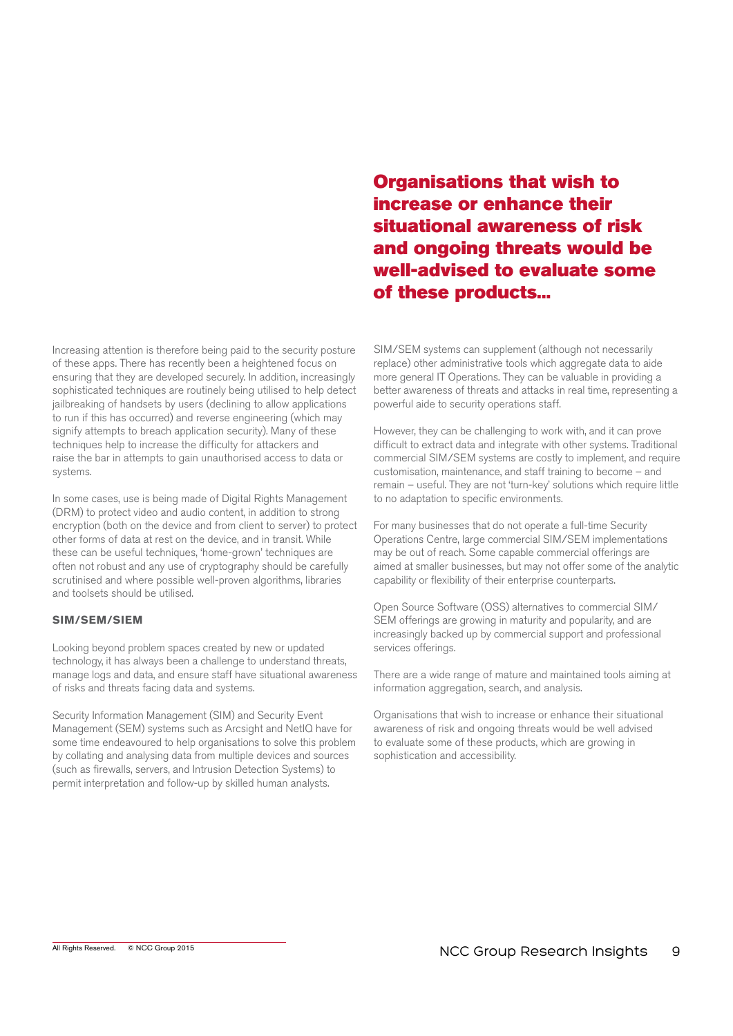> **Organisations that wish to increase or enhance their situational awareness of risk and ongoing threats would be well-advised to evaluate some of these products...**

Increasing attention is therefore being paid to the security posture of these apps. There has recently been a heightened focus on ensuring that they are developed securely. In addition, increasingly sophisticated techniques are routinely being utilised to help detect jailbreaking of handsets by users (declining to allow applications to run if this has occurred) and reverse engineering (which may signify attempts to breach application security). Many of these techniques help to increase the difficulty for attackers and raise the bar in attempts to gain unauthorised access to data or systems.

In some cases, use is being made of Digital Rights Management (DRM) to protect video and audio content, in addition to strong encryption (both on the device and from client to server) to protect other forms of data at rest on the device, and in transit. While these can be useful techniques, 'home-grown' techniques are often not robust and any use of cryptography should be carefully scrutinised and where possible well-proven algorithms, libraries and toolsets should be utilised.

### SIM/SEM/SIEM

Looking beyond problem spaces created by new or updated technology, it has always been a challenge to understand threats, manage logs and data, and ensure staff have situational awareness of risks and threats facing data and systems.

Security Information Management (SIM) and Security Event Management (SEM) systems such as Arcsight and NetIQ have for some time endeavoured to help organisations to solve this problem by collating and analysing data from multiple devices and sources (such as firewalls, servers, and Intrusion Detection Systems) to permit interpretation and follow-up by skilled human analysts.

SIM/SEM systems can supplement (although not necessarily replace) other administrative tools which aggregate data to aide more general IT Operations. They can be valuable in providing a better awareness of threats and attacks in real time, representing a powerful aide to security operations staff.

However, they can be challenging to work with, and it can prove difficult to extract data and integrate with other systems. Traditional commercial SIM/SEM systems are costly to implement, and require customisation, maintenance, and staff training to become – and remain – useful. They are not 'turn-key' solutions which require little to no adaptation to specific environments.

For many businesses that do not operate a full-time Security Operations Centre, large commercial SIM/SEM implementations may be out of reach. Some capable commercial offerings are aimed at smaller businesses, but may not offer some of the analytic capability or flexibility of their enterprise counterparts.

Open Source Software (OSS) alternatives to commercial SIM/SEM offerings are growing in maturity and popularity, and are increasingly backed up by commercial support and professional services offerings.

There are a wide range of mature and maintained tools aiming at information aggregation, search, and analysis.

Organisations that wish to increase or enhance their situational awareness of risk and ongoing threats would be well advised to evaluate some of these products, which are growing in sophistication and accessibility.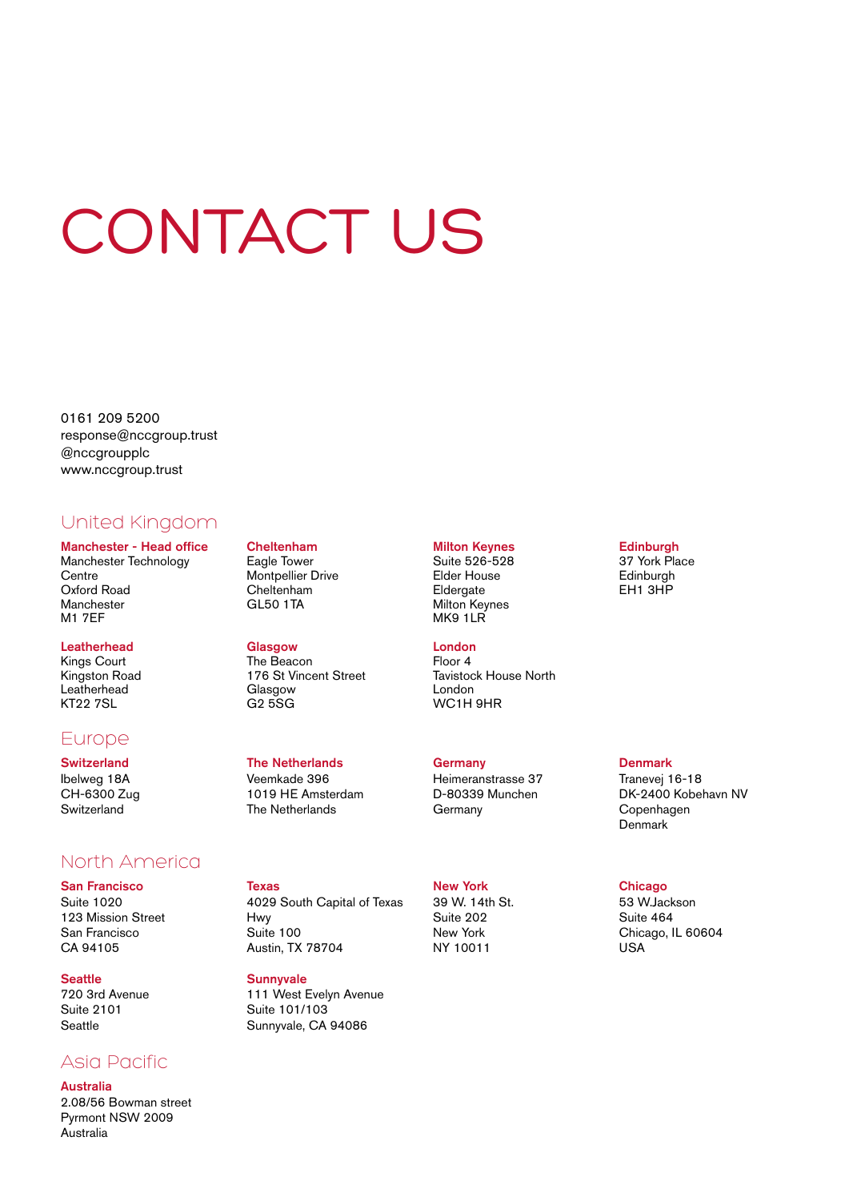# CONTACT US

0161 209 5200
response@nccgroup.trust
@nccgroupplc
www.nccgroup.trust

## United Kingdom

**Manchester - Head office**
Manchester Technology Centre
Oxford Road
Manchester
M1 7EF

**Cheltenham**
Eagle Tower
Montpellier Drive
Cheltenham
GL50 1TA

**Milton Keynes**
Suite 526-528
Elder House
Eldergate
Milton Keynes
MK9 1LR

**Edinburgh**
37 York Place
Edinburgh
EH1 3HP

**Leatherhead**
Kings Court
Kingston Road
Leatherhead
KT22 7SL

**Glasgow**
The Beacon
176 St Vincent Street
Glasgow
G2 5SG

**London**
Floor 4
Tavistock House North
London
WC1H 9HR

## Europe

**Switzerland**
Ibelweg 18A
CH-6300 Zug
Switzerland

**The Netherlands**
Veemkade 396
1019 HE Amsterdam
The Netherlands

**Germany**
Heimeranstrasse 37
D-80339 Munchen
Germany

**Denmark**
Tranevej 16-18
DK-2400 Kobehavn NV
Copenhagen
Denmark

## North America

**San Francisco**
Suite 1020
123 Mission Street
San Francisco
CA 94105

**Texas**
4029 South Capital of Texas Hwy
Suite 100
Austin, TX 78704

**New York**
39 W. 14th St.
Suite 202
New York
NY 10011

**Chicago**
53 W.Jackson
Suite 464
Chicago, IL 60604
USA

**Seattle**
720 3rd Avenue
Suite 2101
Seattle

**Sunnyvale**
111 West Evelyn Avenue
Suite 101/103
Sunnyvale, CA 94086

## Asia Pacific

**Australia**
2.08/56 Bowman street
Pyrmont NSW 2009
Australia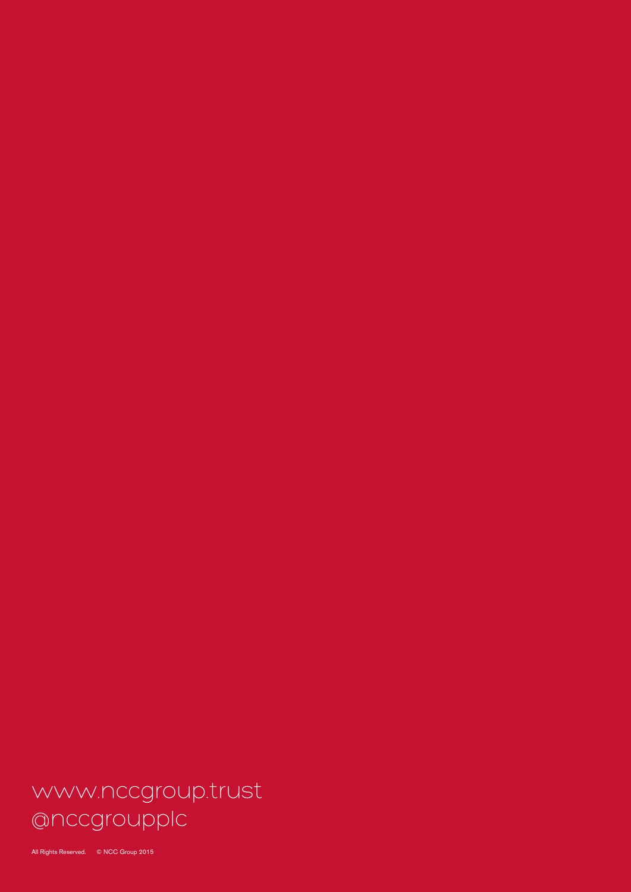www.nccgroup.trust
@nccgroupplc

All Rights Reserved. © NCC Group 2015